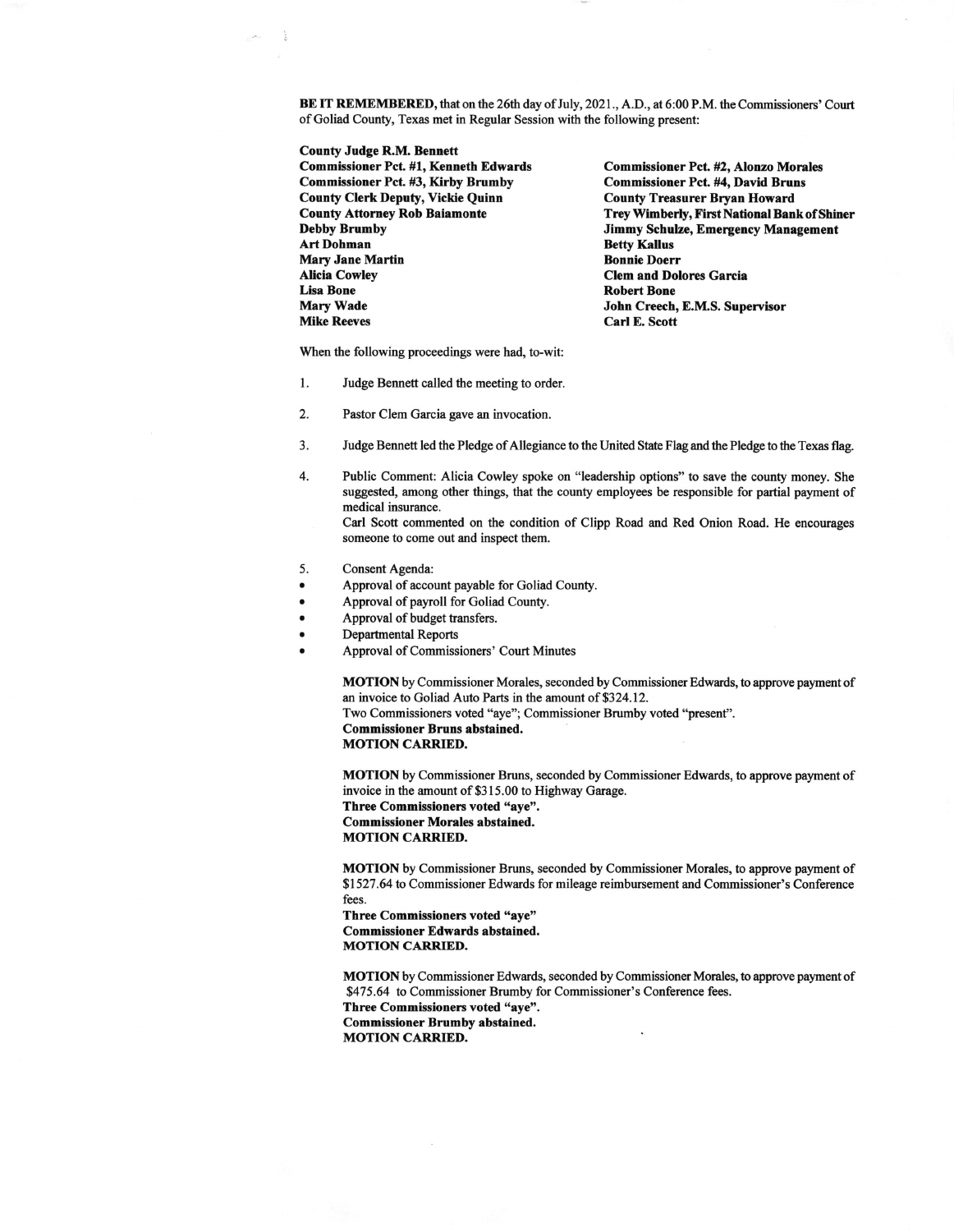**BE IT REMEMBERED,** that on the 26th day of July, 2021., A.D., at 6:00 P.M. the Commissioners' Court of Goliad County, Texas met in Regular Session with the following present:

**County Judge R.M. Bennett**
**Commissioner Pct. #1, Kenneth Edwards**
**Commissioner Pct. #2, Alonzo Morales**
**Commissioner Pct. #3, Kirby Brumby**
**Commissioner Pct. #4, David Bruns**
**County Clerk Deputy, Vickie Quinn**
**County Treasurer Bryan Howard**
**County Attorney Rob Baiamonte**
**Trey Wimberly, First National Bank of Shiner**
**Debby Brumby**
**Jimmy Schulze, Emergency Management**
**Art Dohman**
**Betty Kallus**
**Mary Jane Martin**
**Bonnie Doerr**
**Alicia Cowley**
**Clem and Dolores Garcia**
**Lisa Bone**
**Robert Bone**
**Mary Wade**
**John Creech, E.M.S. Supervisor**
**Mike Reeves**
**Carl E. Scott**

When the following proceedings were had, to-wit:

1. Judge Bennett called the meeting to order.

2. Pastor Clem Garcia gave an invocation.

3. Judge Bennett led the Pledge of Allegiance to the United State Flag and the Pledge to the Texas flag.

4. Public Comment: Alicia Cowley spoke on "leadership options" to save the county money. She suggested, among other things, that the county employees be responsible for partial payment of medical insurance.
   Carl Scott commented on the condition of Clipp Road and Red Onion Road. He encourages someone to come out and inspect them.

5. Consent Agenda:

- Approval of account payable for Goliad County.
- Approval of payroll for Goliad County.
- Approval of budget transfers.
- Departmental Reports
- Approval of Commissioners' Court Minutes

**MOTION** by Commissioner Morales, seconded by Commissioner Edwards, to approve payment of an invoice to Goliad Auto Parts in the amount of $324.12.
Two Commissioners voted "aye"; Commissioner Brumby voted "present".
**Commissioner Bruns abstained.**
**MOTION CARRIED.**

**MOTION** by Commissioner Bruns, seconded by Commissioner Edwards, to approve payment of invoice in the amount of $315.00 to Highway Garage.
**Three Commissioners voted "aye".**
**Commissioner Morales abstained.**
**MOTION CARRIED.**

**MOTION** by Commissioner Bruns, seconded by Commissioner Morales, to approve payment of $1527.64 to Commissioner Edwards for mileage reimbursement and Commissioner's Conference fees.
**Three Commissioners voted "aye"**
**Commissioner Edwards abstained.**
**MOTION CARRIED.**

**MOTION** by Commissioner Edwards, seconded by Commissioner Morales, to approve payment of $475.64 to Commissioner Brumby for Commissioner's Conference fees.
**Three Commissioners voted "aye".**
**Commissioner Brumby abstained.**
**MOTION CARRIED.**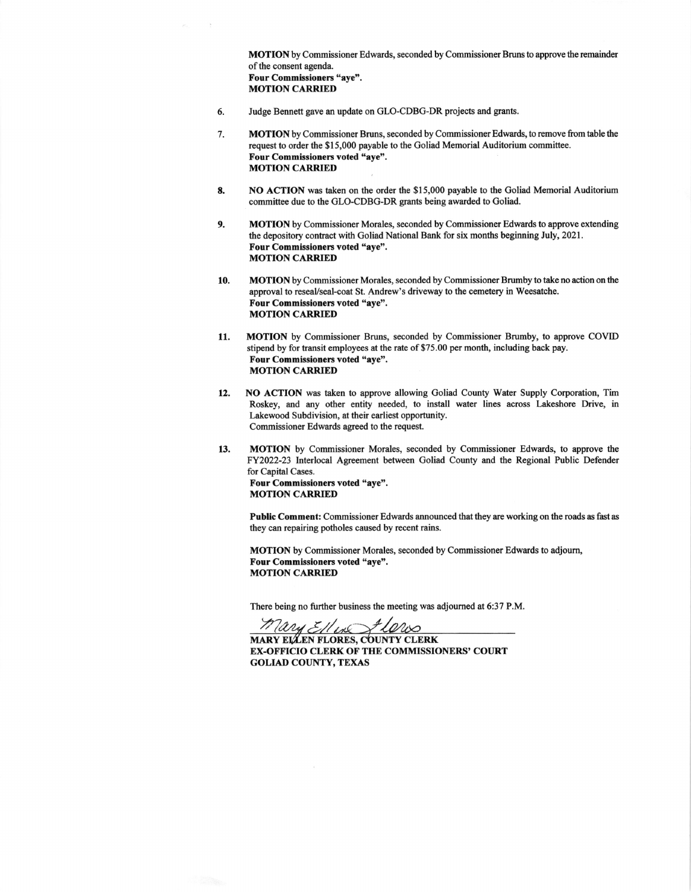**MOTION** by Commissioner Edwards, seconded by Commissioner Bruns to approve the remainder of the consent agenda.
**Four Commissioners "aye".**
**MOTION CARRIED**

6. Judge Bennett gave an update on GLO-CDBG-DR projects and grants.

7. **MOTION** by Commissioner Bruns, seconded by Commissioner Edwards, to remove from table the request to order the $15,000 payable to the Goliad Memorial Auditorium committee.
**Four Commissioners voted "aye".**
**MOTION CARRIED**

8. **NO ACTION** was taken on the order the $15,000 payable to the Goliad Memorial Auditorium committee due to the GLO-CDBG-DR grants being awarded to Goliad.

9. **MOTION** by Commissioner Morales, seconded by Commissioner Edwards to approve extending the depository contract with Goliad National Bank for six months beginning July, 2021.
**Four Commissioners voted "aye".**
**MOTION CARRIED**

10. **MOTION** by Commissioner Morales, seconded by Commissioner Brumby to take no action on the approval to reseal/seal-coat St. Andrew's driveway to the cemetery in Weesatche.
**Four Commissioners voted "aye".**
**MOTION CARRIED**

11. **MOTION** by Commissioner Bruns, seconded by Commissioner Brumby, to approve COVID stipend by for transit employees at the rate of $75.00 per month, including back pay.
**Four Commissioners voted "aye".**
**MOTION CARRIED**

12. **NO ACTION** was taken to approve allowing Goliad County Water Supply Corporation, Tim Roskey, and any other entity needed, to install water lines across Lakeshore Drive, in Lakewood Subdivision, at their earliest opportunity.
Commissioner Edwards agreed to the request.

13. **MOTION** by Commissioner Morales, seconded by Commissioner Edwards, to approve the FY2022-23 Interlocal Agreement between Goliad County and the Regional Public Defender for Capital Cases.
**Four Commissioners voted "aye".**
**MOTION CARRIED**

**Public Comment:** Commissioner Edwards announced that they are working on the roads as fast as they can repairing potholes caused by recent rains.

**MOTION** by Commissioner Morales, seconded by Commissioner Edwards to adjourn,
**Four Commissioners voted "aye".**
**MOTION CARRIED**

There being no further business the meeting was adjourned at 6:37 P.M.

Mary Ellen Flores

**MARY ELLEN FLORES, COUNTY CLERK**
**EX-OFFICIO CLERK OF THE COMMISSIONERS' COURT**
**GOLIAD COUNTY, TEXAS**